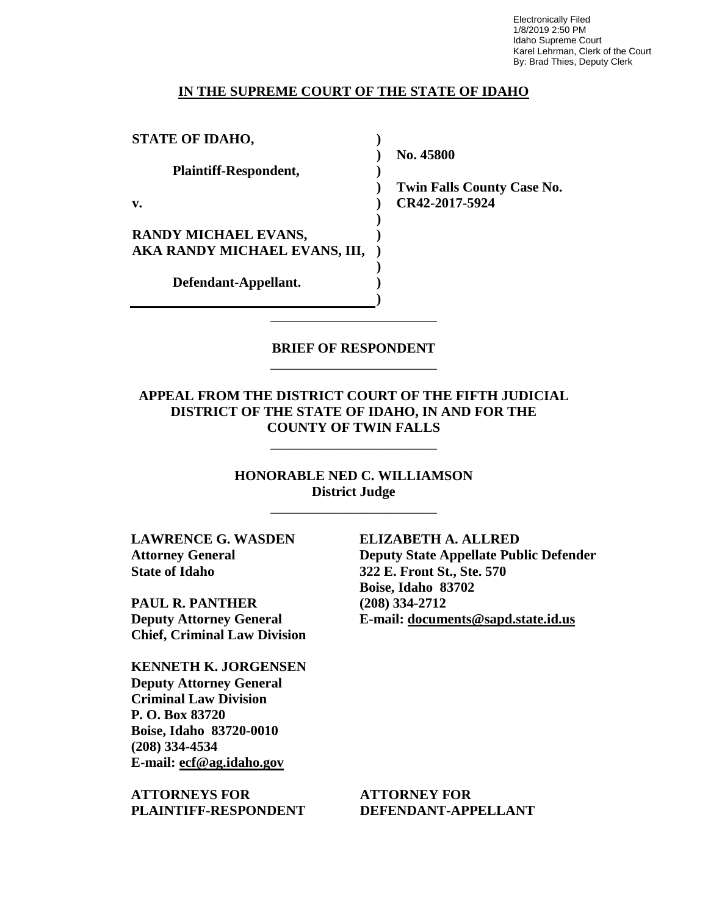Electronically Filed
1/8/2019 2:50 PM
Idaho Supreme Court
Karel Lehrman, Clerk of the Court
By: Brad Thies, Deputy Clerk

**IN THE SUPREME COURT OF THE STATE OF IDAHO**

| | |
|---|---|
| **STATE OF IDAHO,** | |
| **Plaintiff-Respondent,** | **No. 45800** |
| **v.** | **Twin Falls County Case No. CR42-2017-5924** |
| **RANDY MICHAEL EVANS, AKA RANDY MICHAEL EVANS, III,** | |
| **Defendant-Appellant.** | |

---

**BRIEF OF RESPONDENT**

---

**APPEAL FROM THE DISTRICT COURT OF THE FIFTH JUDICIAL DISTRICT OF THE STATE OF IDAHO, IN AND FOR THE COUNTY OF TWIN FALLS**

---

**HONORABLE NED C. WILLIAMSON**
**District Judge**

---

**LAWRENCE G. WASDEN**
**Attorney General**
**State of Idaho**

**PAUL R. PANTHER**
**Deputy Attorney General**
**Chief, Criminal Law Division**

**KENNETH K. JORGENSEN**
**Deputy Attorney General**
**Criminal Law Division**
**P. O. Box 83720**
**Boise, Idaho 83720-0010**
**(208) 334-4534**
**E-mail: ecf@ag.idaho.gov**

**ATTORNEYS FOR PLAINTIFF-RESPONDENT**

**ELIZABETH A. ALLRED**
**Deputy State Appellate Public Defender**
**322 E. Front St., Ste. 570**
**Boise, Idaho 83702**
**(208) 334-2712**
**E-mail: documents@sapd.state.id.us**

**ATTORNEY FOR DEFENDANT-APPELLANT**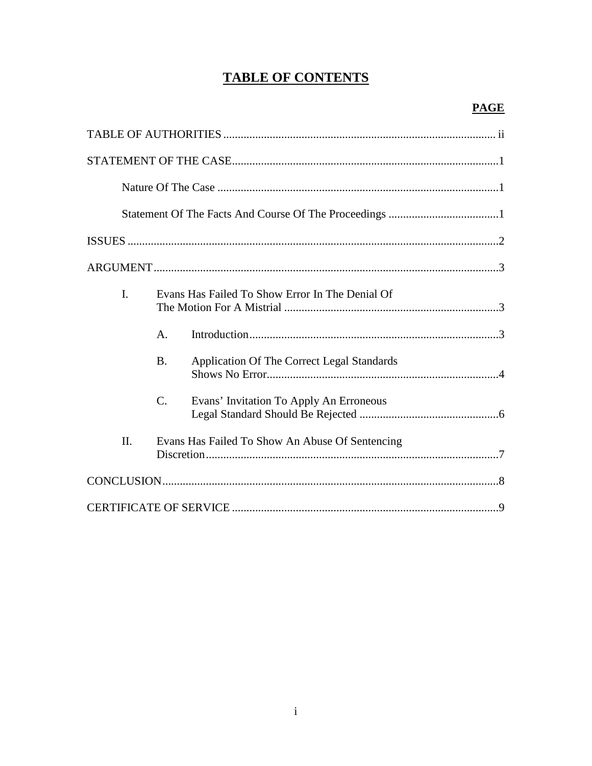# TABLE OF CONTENTS

**PAGE**

TABLE OF AUTHORITIES ..... ii

STATEMENT OF THE CASE ..... 1

- Nature Of The Case ..... 1
- Statement Of The Facts And Course Of The Proceedings ..... 1

ISSUES ..... 2

ARGUMENT ..... 3

- I. Evans Has Failed To Show Error In The Denial Of The Motion For A Mistrial ..... 3
  - A. Introduction ..... 3
  - B. Application Of The Correct Legal Standards Shows No Error ..... 4
  - C. Evans' Invitation To Apply An Erroneous Legal Standard Should Be Rejected ..... 6
- II. Evans Has Failed To Show An Abuse Of Sentencing Discretion ..... 7

CONCLUSION ..... 8

CERTIFICATE OF SERVICE ..... 9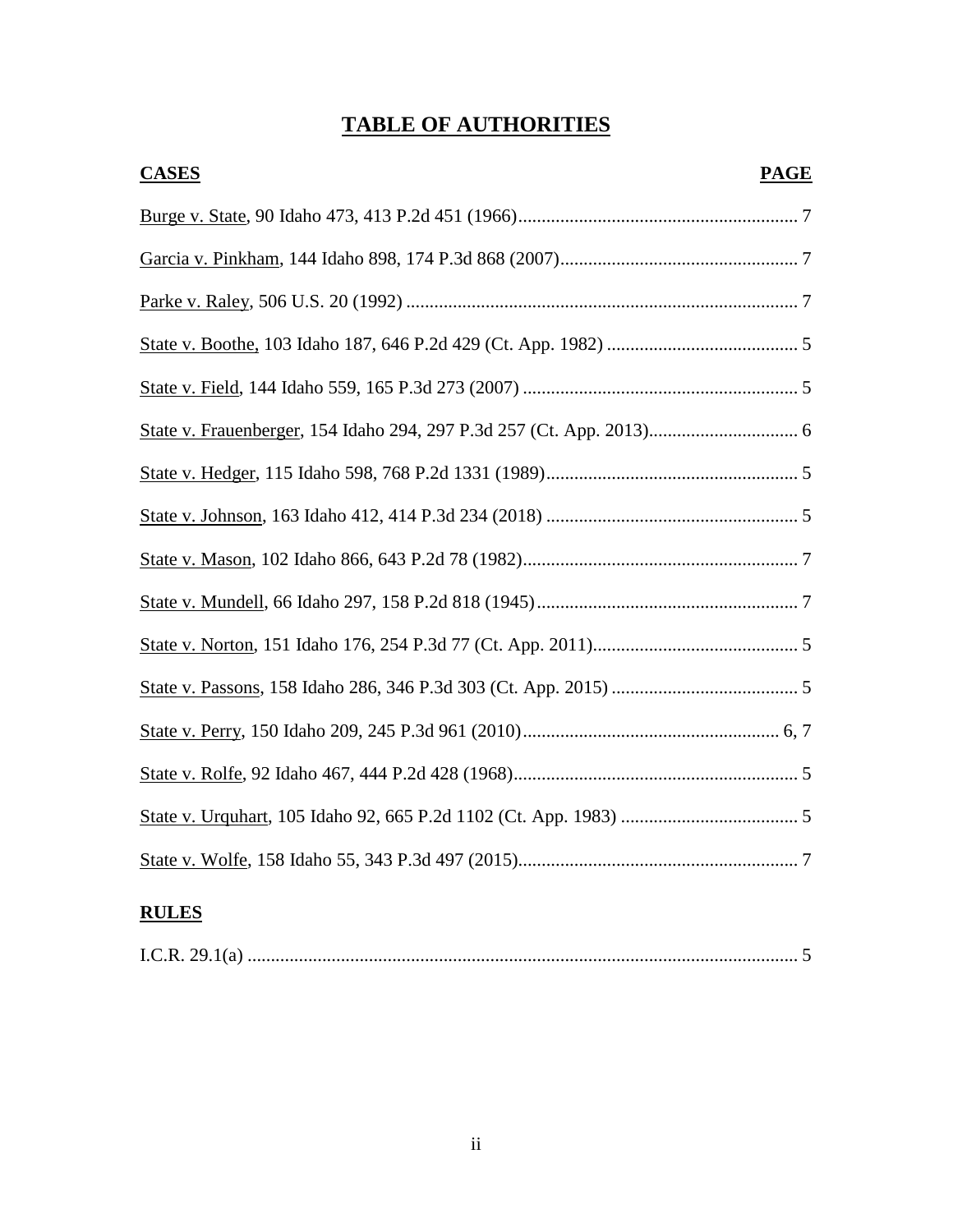# TABLE OF AUTHORITIES

| CASES | PAGE |
|---|---|
| Burge v. State, 90 Idaho 473, 413 P.2d 451 (1966) | 7 |
| Garcia v. Pinkham, 144 Idaho 898, 174 P.3d 868 (2007) | 7 |
| Parke v. Raley, 506 U.S. 20 (1992) | 7 |
| State v. Boothe, 103 Idaho 187, 646 P.2d 429 (Ct. App. 1982) | 5 |
| State v. Field, 144 Idaho 559, 165 P.3d 273 (2007) | 5 |
| State v. Frauenberger, 154 Idaho 294, 297 P.3d 257 (Ct. App. 2013) | 6 |
| State v. Hedger, 115 Idaho 598, 768 P.2d 1331 (1989) | 5 |
| State v. Johnson, 163 Idaho 412, 414 P.3d 234 (2018) | 5 |
| State v. Mason, 102 Idaho 866, 643 P.2d 78 (1982) | 7 |
| State v. Mundell, 66 Idaho 297, 158 P.2d 818 (1945) | 7 |
| State v. Norton, 151 Idaho 176, 254 P.3d 77 (Ct. App. 2011) | 5 |
| State v. Passons, 158 Idaho 286, 346 P.3d 303 (Ct. App. 2015) | 5 |
| State v. Perry, 150 Idaho 209, 245 P.3d 961 (2010) | 6, 7 |
| State v. Rolfe, 92 Idaho 467, 444 P.2d 428 (1968) | 5 |
| State v. Urquhart, 105 Idaho 92, 665 P.2d 1102 (Ct. App. 1983) | 5 |
| State v. Wolfe, 158 Idaho 55, 343 P.3d 497 (2015) | 7 |

| RULES | |
|---|---|
| I.C.R. 29.1(a) | 5 |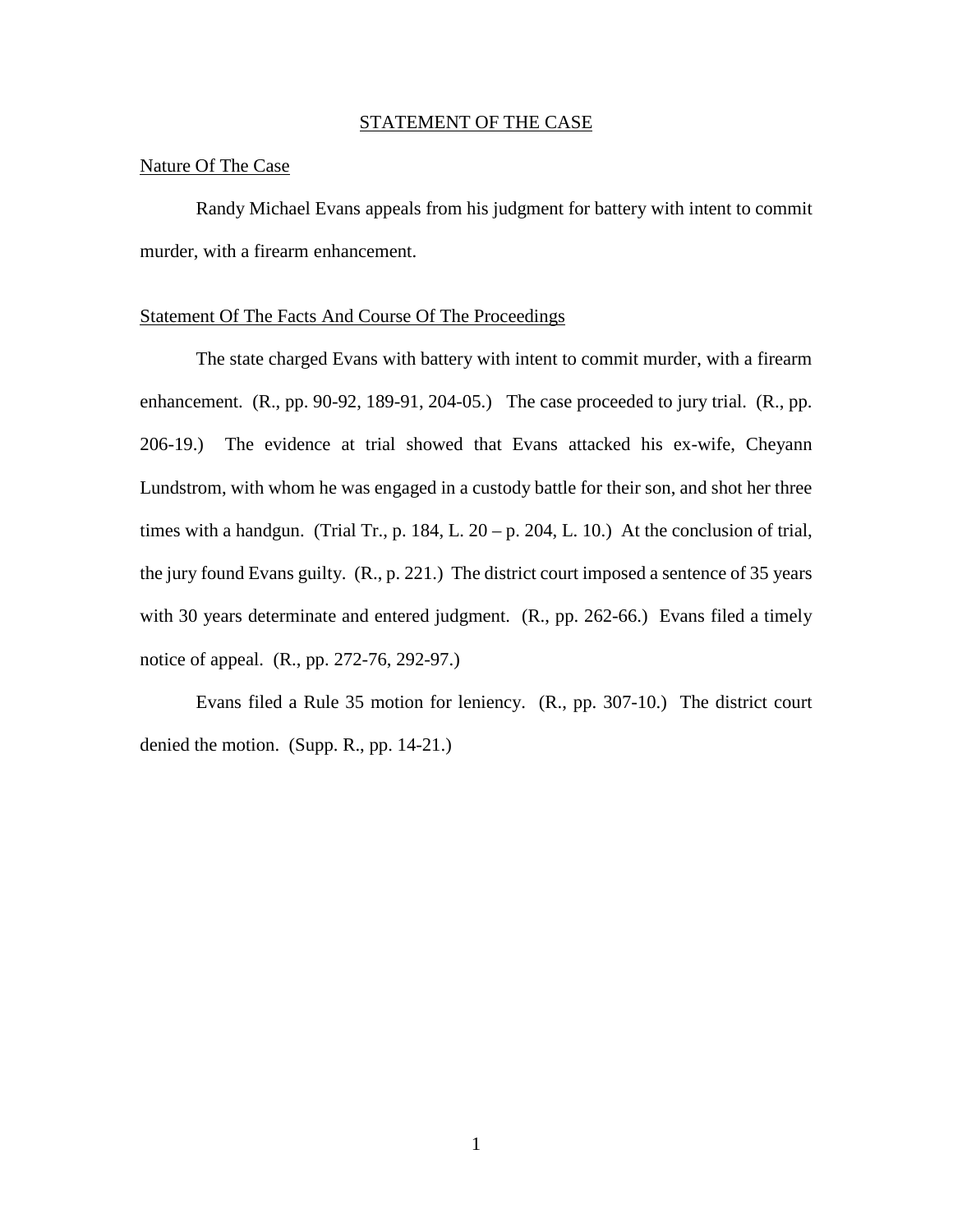## STATEMENT OF THE CASE

### Nature Of The Case

Randy Michael Evans appeals from his judgment for battery with intent to commit murder, with a firearm enhancement.

### Statement Of The Facts And Course Of The Proceedings

The state charged Evans with battery with intent to commit murder, with a firearm enhancement. (R., pp. 90-92, 189-91, 204-05.) The case proceeded to jury trial. (R., pp. 206-19.) The evidence at trial showed that Evans attacked his ex-wife, Cheyann Lundstrom, with whom he was engaged in a custody battle for their son, and shot her three times with a handgun. (Trial Tr., p. 184, L. 20 – p. 204, L. 10.) At the conclusion of trial, the jury found Evans guilty. (R., p. 221.) The district court imposed a sentence of 35 years with 30 years determinate and entered judgment. (R., pp. 262-66.) Evans filed a timely notice of appeal. (R., pp. 272-76, 292-97.)

Evans filed a Rule 35 motion for leniency. (R., pp. 307-10.) The district court denied the motion. (Supp. R., pp. 14-21.)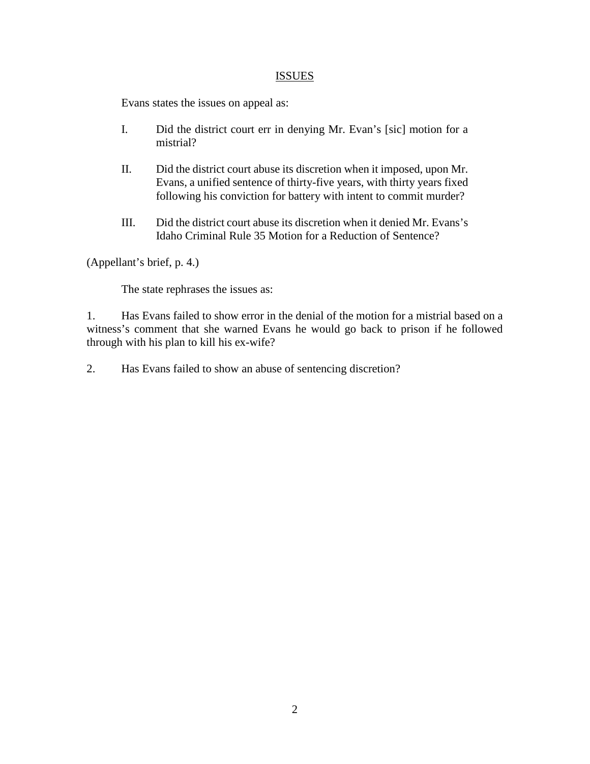## ISSUES

Evans states the issues on appeal as:

I. Did the district court err in denying Mr. Evan's [sic] motion for a mistrial?

II. Did the district court abuse its discretion when it imposed, upon Mr. Evans, a unified sentence of thirty-five years, with thirty years fixed following his conviction for battery with intent to commit murder?

III. Did the district court abuse its discretion when it denied Mr. Evans's Idaho Criminal Rule 35 Motion for a Reduction of Sentence?

(Appellant's brief, p. 4.)

The state rephrases the issues as:

1. Has Evans failed to show error in the denial of the motion for a mistrial based on a witness's comment that she warned Evans he would go back to prison if he followed through with his plan to kill his ex-wife?

2. Has Evans failed to show an abuse of sentencing discretion?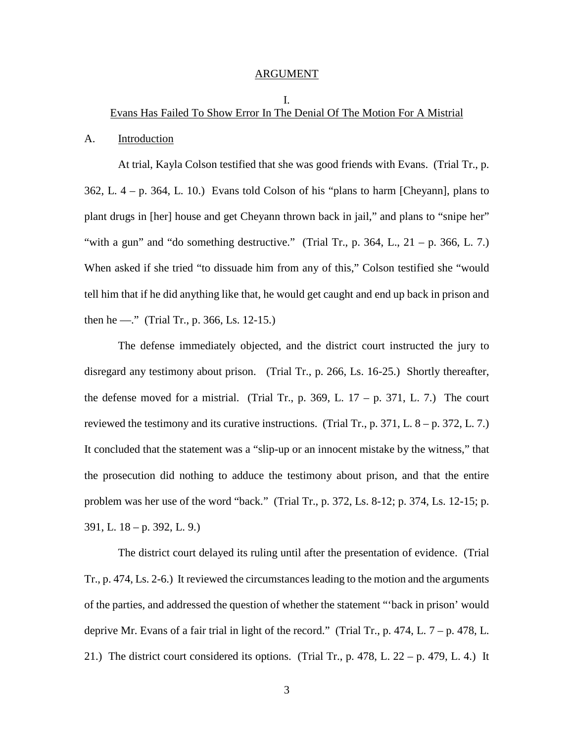# ARGUMENT

## I.
## Evans Has Failed To Show Error In The Denial Of The Motion For A Mistrial

### A. Introduction

At trial, Kayla Colson testified that she was good friends with Evans. (Trial Tr., p. 362, L. 4 – p. 364, L. 10.) Evans told Colson of his "plans to harm [Cheyann], plans to plant drugs in [her] house and get Cheyann thrown back in jail," and plans to "snipe her" "with a gun" and "do something destructive." (Trial Tr., p. 364, L., 21 – p. 366, L. 7.) When asked if she tried "to dissuade him from any of this," Colson testified she "would tell him that if he did anything like that, he would get caught and end up back in prison and then he —." (Trial Tr., p. 366, Ls. 12-15.)

The defense immediately objected, and the district court instructed the jury to disregard any testimony about prison. (Trial Tr., p. 266, Ls. 16-25.) Shortly thereafter, the defense moved for a mistrial. (Trial Tr., p. 369, L. 17 – p. 371, L. 7.) The court reviewed the testimony and its curative instructions. (Trial Tr., p. 371, L. 8 – p. 372, L. 7.) It concluded that the statement was a "slip-up or an innocent mistake by the witness," that the prosecution did nothing to adduce the testimony about prison, and that the entire problem was her use of the word "back." (Trial Tr., p. 372, Ls. 8-12; p. 374, Ls. 12-15; p. 391, L. 18 – p. 392, L. 9.)

The district court delayed its ruling until after the presentation of evidence. (Trial Tr., p. 474, Ls. 2-6.) It reviewed the circumstances leading to the motion and the arguments of the parties, and addressed the question of whether the statement "'back in prison' would deprive Mr. Evans of a fair trial in light of the record." (Trial Tr., p. 474, L. 7 – p. 478, L. 21.) The district court considered its options. (Trial Tr., p. 478, L. 22 – p. 479, L. 4.) It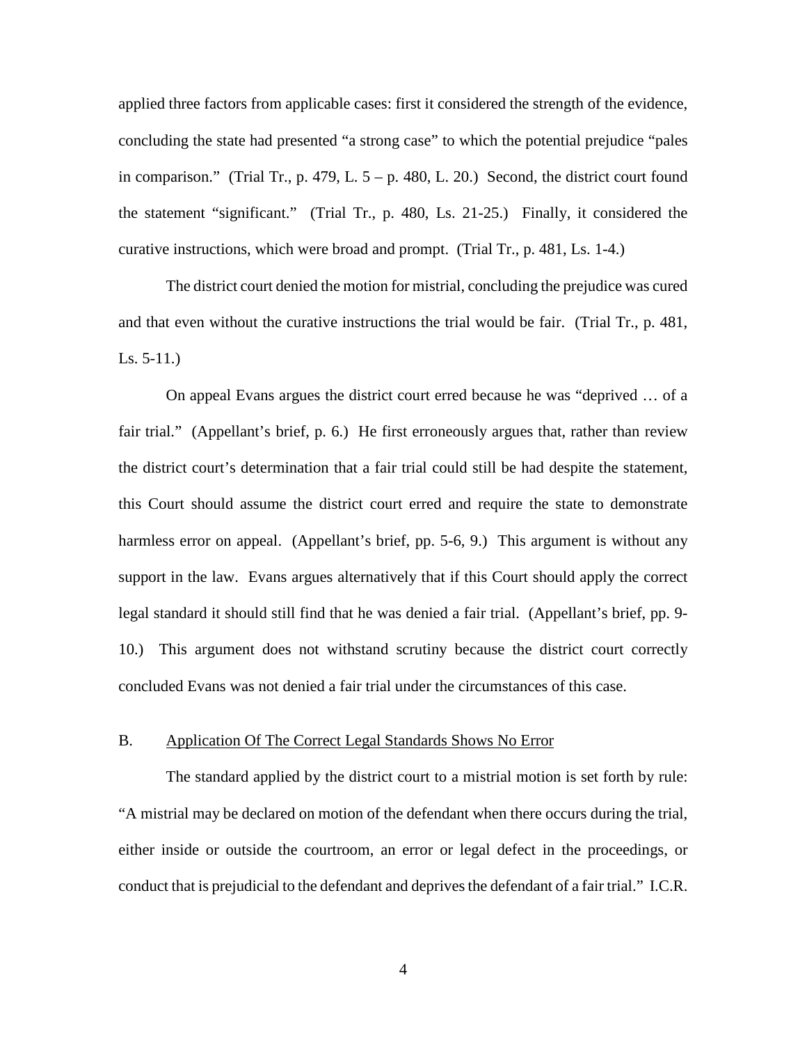applied three factors from applicable cases: first it considered the strength of the evidence, concluding the state had presented "a strong case" to which the potential prejudice "pales in comparison." (Trial Tr., p. 479, L. 5 – p. 480, L. 20.) Second, the district court found the statement "significant." (Trial Tr., p. 480, Ls. 21-25.) Finally, it considered the curative instructions, which were broad and prompt. (Trial Tr., p. 481, Ls. 1-4.)

The district court denied the motion for mistrial, concluding the prejudice was cured and that even without the curative instructions the trial would be fair. (Trial Tr., p. 481, Ls. 5-11.)

On appeal Evans argues the district court erred because he was "deprived … of a fair trial." (Appellant's brief, p. 6.) He first erroneously argues that, rather than review the district court's determination that a fair trial could still be had despite the statement, this Court should assume the district court erred and require the state to demonstrate harmless error on appeal. (Appellant's brief, pp. 5-6, 9.) This argument is without any support in the law. Evans argues alternatively that if this Court should apply the correct legal standard it should still find that he was denied a fair trial. (Appellant's brief, pp. 9-10.) This argument does not withstand scrutiny because the district court correctly concluded Evans was not denied a fair trial under the circumstances of this case.

### B. Application Of The Correct Legal Standards Shows No Error

The standard applied by the district court to a mistrial motion is set forth by rule: "A mistrial may be declared on motion of the defendant when there occurs during the trial, either inside or outside the courtroom, an error or legal defect in the proceedings, or conduct that is prejudicial to the defendant and deprives the defendant of a fair trial." I.C.R.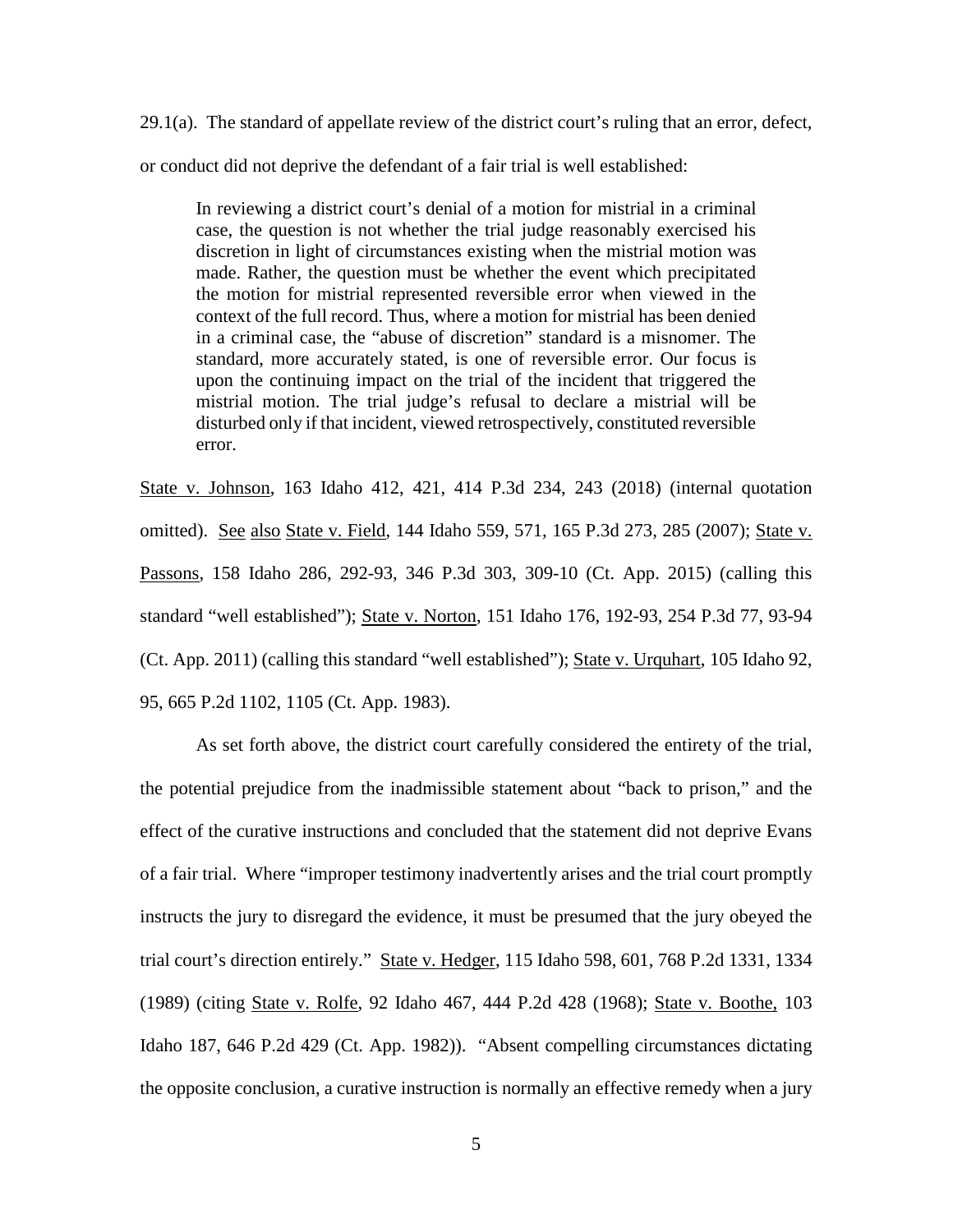29.1(a). The standard of appellate review of the district court's ruling that an error, defect, or conduct did not deprive the defendant of a fair trial is well established:

> In reviewing a district court's denial of a motion for mistrial in a criminal case, the question is not whether the trial judge reasonably exercised his discretion in light of circumstances existing when the mistrial motion was made. Rather, the question must be whether the event which precipitated the motion for mistrial represented reversible error when viewed in the context of the full record. Thus, where a motion for mistrial has been denied in a criminal case, the "abuse of discretion" standard is a misnomer. The standard, more accurately stated, is one of reversible error. Our focus is upon the continuing impact on the trial of the incident that triggered the mistrial motion. The trial judge's refusal to declare a mistrial will be disturbed only if that incident, viewed retrospectively, constituted reversible error.

State v. Johnson, 163 Idaho 412, 421, 414 P.3d 234, 243 (2018) (internal quotation omitted). See also State v. Field, 144 Idaho 559, 571, 165 P.3d 273, 285 (2007); State v. Passons, 158 Idaho 286, 292-93, 346 P.3d 303, 309-10 (Ct. App. 2015) (calling this standard "well established"); State v. Norton, 151 Idaho 176, 192-93, 254 P.3d 77, 93-94 (Ct. App. 2011) (calling this standard "well established"); State v. Urquhart, 105 Idaho 92, 95, 665 P.2d 1102, 1105 (Ct. App. 1983).

As set forth above, the district court carefully considered the entirety of the trial, the potential prejudice from the inadmissible statement about "back to prison," and the effect of the curative instructions and concluded that the statement did not deprive Evans of a fair trial. Where "improper testimony inadvertently arises and the trial court promptly instructs the jury to disregard the evidence, it must be presumed that the jury obeyed the trial court's direction entirely." State v. Hedger, 115 Idaho 598, 601, 768 P.2d 1331, 1334 (1989) (citing State v. Rolfe, 92 Idaho 467, 444 P.2d 428 (1968); State v. Boothe, 103 Idaho 187, 646 P.2d 429 (Ct. App. 1982)). "Absent compelling circumstances dictating the opposite conclusion, a curative instruction is normally an effective remedy when a jury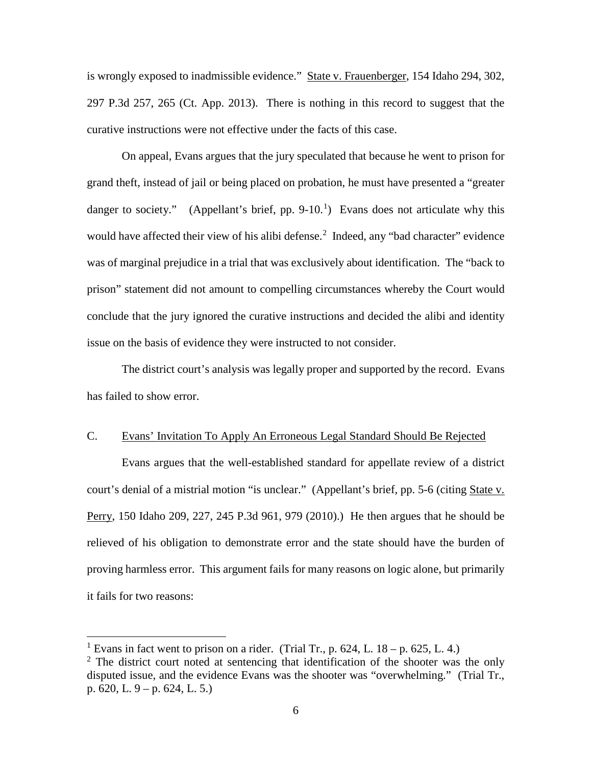is wrongly exposed to inadmissible evidence." State v. Frauenberger, 154 Idaho 294, 302, 297 P.3d 257, 265 (Ct. App. 2013). There is nothing in this record to suggest that the curative instructions were not effective under the facts of this case.

On appeal, Evans argues that the jury speculated that because he went to prison for grand theft, instead of jail or being placed on probation, he must have presented a "greater danger to society." (Appellant's brief, pp. 9-10.[1]) Evans does not articulate why this would have affected their view of his alibi defense.[2] Indeed, any "bad character" evidence was of marginal prejudice in a trial that was exclusively about identification. The "back to prison" statement did not amount to compelling circumstances whereby the Court would conclude that the jury ignored the curative instructions and decided the alibi and identity issue on the basis of evidence they were instructed to not consider.

The district court's analysis was legally proper and supported by the record. Evans has failed to show error.

## C. Evans' Invitation To Apply An Erroneous Legal Standard Should Be Rejected

Evans argues that the well-established standard for appellate review of a district court's denial of a mistrial motion "is unclear." (Appellant's brief, pp. 5-6 (citing State v. Perry, 150 Idaho 209, 227, 245 P.3d 961, 979 (2010).) He then argues that he should be relieved of his obligation to demonstrate error and the state should have the burden of proving harmless error. This argument fails for many reasons on logic alone, but primarily it fails for two reasons:

---

[1] Evans in fact went to prison on a rider. (Trial Tr., p. 624, L. 18 – p. 625, L. 4.)

[2] The district court noted at sentencing that identification of the shooter was the only disputed issue, and the evidence Evans was the shooter was "overwhelming." (Trial Tr., p. 620, L. 9 – p. 624, L. 5.)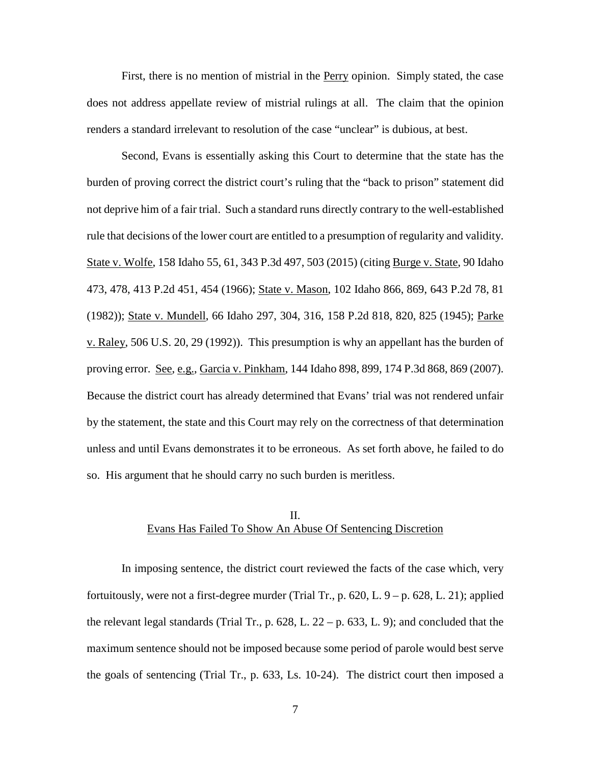First, there is no mention of mistrial in the Perry opinion. Simply stated, the case does not address appellate review of mistrial rulings at all. The claim that the opinion renders a standard irrelevant to resolution of the case "unclear" is dubious, at best.

Second, Evans is essentially asking this Court to determine that the state has the burden of proving correct the district court's ruling that the "back to prison" statement did not deprive him of a fair trial. Such a standard runs directly contrary to the well-established rule that decisions of the lower court are entitled to a presumption of regularity and validity. State v. Wolfe, 158 Idaho 55, 61, 343 P.3d 497, 503 (2015) (citing Burge v. State, 90 Idaho 473, 478, 413 P.2d 451, 454 (1966); State v. Mason, 102 Idaho 866, 869, 643 P.2d 78, 81 (1982)); State v. Mundell, 66 Idaho 297, 304, 316, 158 P.2d 818, 820, 825 (1945); Parke v. Raley, 506 U.S. 20, 29 (1992)). This presumption is why an appellant has the burden of proving error. See, e.g., Garcia v. Pinkham, 144 Idaho 898, 899, 174 P.3d 868, 869 (2007). Because the district court has already determined that Evans' trial was not rendered unfair by the statement, the state and this Court may rely on the correctness of that determination unless and until Evans demonstrates it to be erroneous. As set forth above, he failed to do so. His argument that he should carry no such burden is meritless.

## II.
## Evans Has Failed To Show An Abuse Of Sentencing Discretion

In imposing sentence, the district court reviewed the facts of the case which, very fortuitously, were not a first-degree murder (Trial Tr., p. 620, L. 9 – p. 628, L. 21); applied the relevant legal standards (Trial Tr., p. 628, L. 22 – p. 633, L. 9); and concluded that the maximum sentence should not be imposed because some period of parole would best serve the goals of sentencing (Trial Tr., p. 633, Ls. 10-24). The district court then imposed a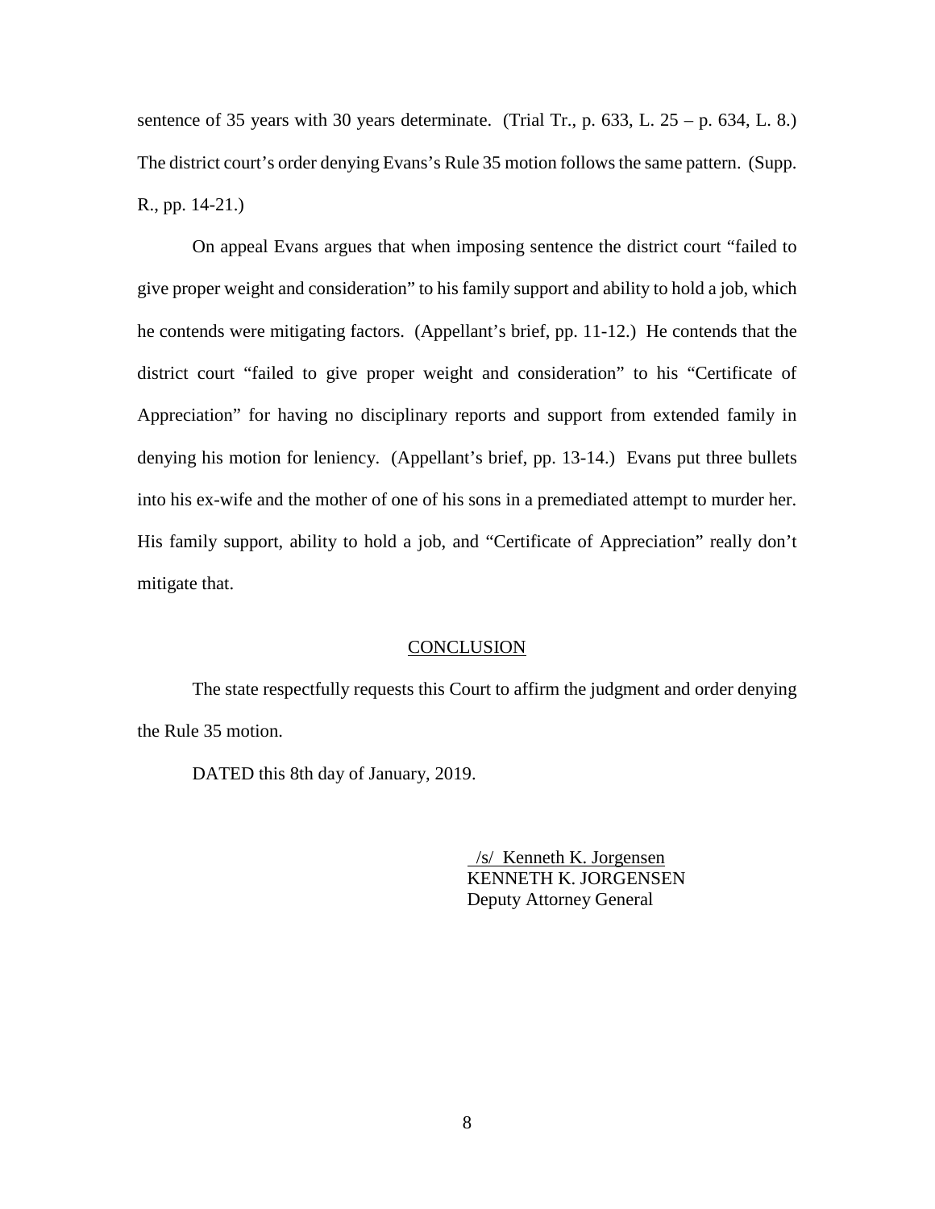sentence of 35 years with 30 years determinate. (Trial Tr., p. 633, L. 25 – p. 634, L. 8.) The district court's order denying Evans's Rule 35 motion follows the same pattern. (Supp. R., pp. 14-21.)

On appeal Evans argues that when imposing sentence the district court "failed to give proper weight and consideration" to his family support and ability to hold a job, which he contends were mitigating factors. (Appellant's brief, pp. 11-12.) He contends that the district court "failed to give proper weight and consideration" to his "Certificate of Appreciation" for having no disciplinary reports and support from extended family in denying his motion for leniency. (Appellant's brief, pp. 13-14.) Evans put three bullets into his ex-wife and the mother of one of his sons in a premediated attempt to murder her. His family support, ability to hold a job, and "Certificate of Appreciation" really don't mitigate that.

## CONCLUSION

The state respectfully requests this Court to affirm the judgment and order denying the Rule 35 motion.

DATED this 8th day of January, 2019.

/s/ Kenneth K. Jorgensen
KENNETH K. JORGENSEN
Deputy Attorney General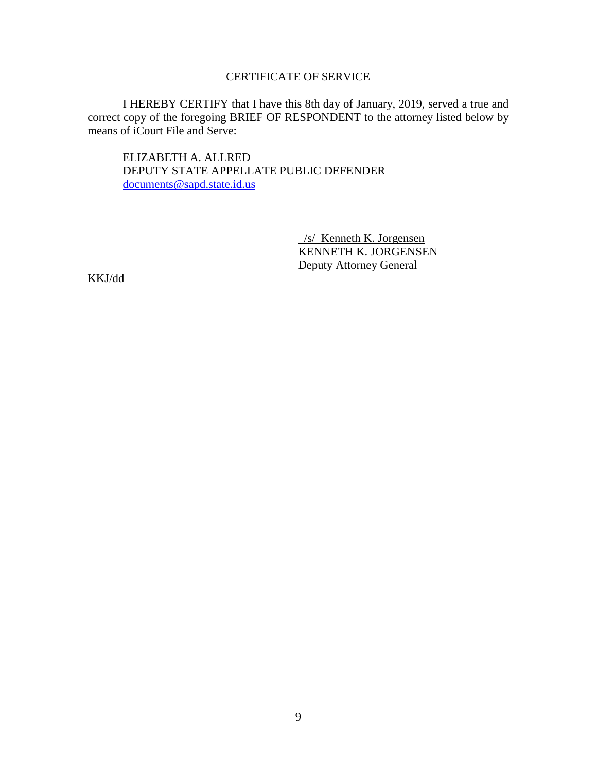## CERTIFICATE OF SERVICE

I HEREBY CERTIFY that I have this 8th day of January, 2019, served a true and correct copy of the foregoing BRIEF OF RESPONDENT to the attorney listed below by means of iCourt File and Serve:

ELIZABETH A. ALLRED
DEPUTY STATE APPELLATE PUBLIC DEFENDER
documents@sapd.state.id.us

/s/ Kenneth K. Jorgensen
KENNETH K. JORGENSEN
Deputy Attorney General

KKJ/dd